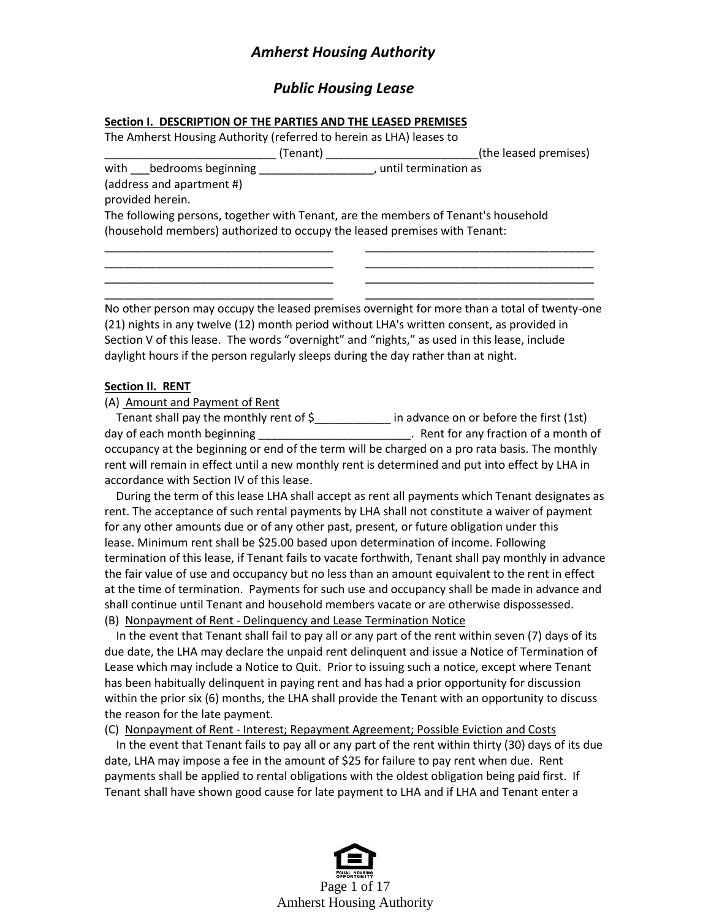# *Amherst Housing Authority*

## *Public Housing Lease*

**Section I. DESCRIPTION OF THE PARTIES AND THE LEASED PREMISES**

The Amherst Housing Authority (referred to herein as LHA) leases to
___________________________ (Tenant) ________________________(the leased premises)
with ___bedrooms beginning __________________, until termination as
(address and apartment #)
provided herein.

The following persons, together with Tenant, are the members of Tenant's household (household members) authorized to occupy the leased premises with Tenant:

_____________________________________ _____________________________________
_____________________________________ _____________________________________
_____________________________________ _____________________________________
_____________________________________ _____________________________________

No other person may occupy the leased premises overnight for more than a total of twenty-one (21) nights in any twelve (12) month period without LHA's written consent, as provided in Section V of this lease. The words "overnight" and "nights," as used in this lease, include daylight hours if the person regularly sleeps during the day rather than at night.

**Section II. RENT**

(A) Amount and Payment of Rent

Tenant shall pay the monthly rent of $____________ in advance on or before the first (1st) day of each month beginning ________________________. Rent for any fraction of a month of occupancy at the beginning or end of the term will be charged on a pro rata basis. The monthly rent will remain in effect until a new monthly rent is determined and put into effect by LHA in accordance with Section IV of this lease.

During the term of this lease LHA shall accept as rent all payments which Tenant designates as rent. The acceptance of such rental payments by LHA shall not constitute a waiver of payment for any other amounts due or of any other past, present, or future obligation under this lease. Minimum rent shall be $25.00 based upon determination of income. Following termination of this lease, if Tenant fails to vacate forthwith, Tenant shall pay monthly in advance the fair value of use and occupancy but no less than an amount equivalent to the rent in effect at the time of termination. Payments for such use and occupancy shall be made in advance and shall continue until Tenant and household members vacate or are otherwise dispossessed.

(B) Nonpayment of Rent - Delinquency and Lease Termination Notice

In the event that Tenant shall fail to pay all or any part of the rent within seven (7) days of its due date, the LHA may declare the unpaid rent delinquent and issue a Notice of Termination of Lease which may include a Notice to Quit. Prior to issuing such a notice, except where Tenant has been habitually delinquent in paying rent and has had a prior opportunity for discussion within the prior six (6) months, the LHA shall provide the Tenant with an opportunity to discuss the reason for the late payment.

(C) Nonpayment of Rent - Interest; Repayment Agreement; Possible Eviction and Costs

In the event that Tenant fails to pay all or any part of the rent within thirty (30) days of its due date, LHA may impose a fee in the amount of $25 for failure to pay rent when due. Rent payments shall be applied to rental obligations with the oldest obligation being paid first. If Tenant shall have shown good cause for late payment to LHA and if LHA and Tenant enter a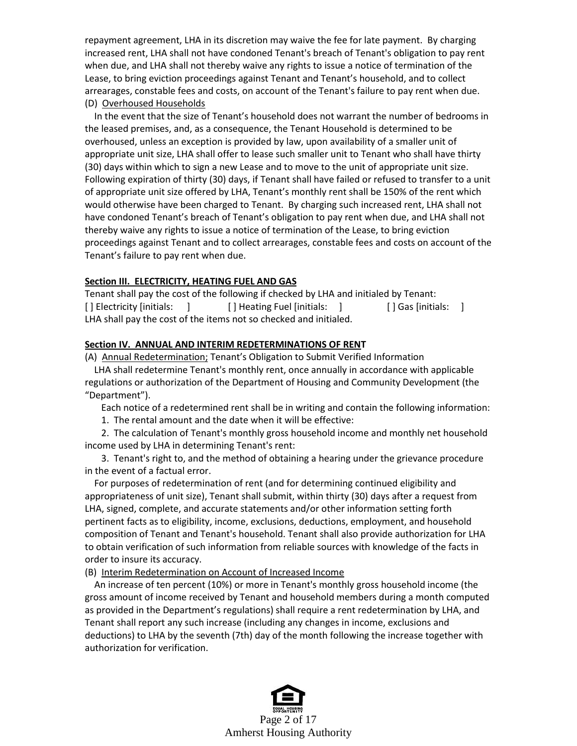repayment agreement, LHA in its discretion may waive the fee for late payment. By charging increased rent, LHA shall not have condoned Tenant's breach of Tenant's obligation to pay rent when due, and LHA shall not thereby waive any rights to issue a notice of termination of the Lease, to bring eviction proceedings against Tenant and Tenant's household, and to collect arrearages, constable fees and costs, on account of the Tenant's failure to pay rent when due.

(D) Overhoused Households

In the event that the size of Tenant's household does not warrant the number of bedrooms in the leased premises, and, as a consequence, the Tenant Household is determined to be overhoused, unless an exception is provided by law, upon availability of a smaller unit of appropriate unit size, LHA shall offer to lease such smaller unit to Tenant who shall have thirty (30) days within which to sign a new Lease and to move to the unit of appropriate unit size. Following expiration of thirty (30) days, if Tenant shall have failed or refused to transfer to a unit of appropriate unit size offered by LHA, Tenant's monthly rent shall be 150% of the rent which would otherwise have been charged to Tenant. By charging such increased rent, LHA shall not have condoned Tenant's breach of Tenant's obligation to pay rent when due, and LHA shall not thereby waive any rights to issue a notice of termination of the Lease, to bring eviction proceedings against Tenant and to collect arrearages, constable fees and costs on account of the Tenant's failure to pay rent when due.

**Section III. ELECTRICITY, HEATING FUEL AND GAS**

Tenant shall pay the cost of the following if checked by LHA and initialed by Tenant:

[ ] Electricity [initials: ]     [ ] Heating Fuel [initials: ]     [ ] Gas [initials: ]

LHA shall pay the cost of the items not so checked and initialed.

**Section IV. ANNUAL AND INTERIM REDETERMINATIONS OF RENT**

(A) Annual Redetermination; Tenant's Obligation to Submit Verified Information

LHA shall redetermine Tenant's monthly rent, once annually in accordance with applicable regulations or authorization of the Department of Housing and Community Development (the "Department").

Each notice of a redetermined rent shall be in writing and contain the following information:

1. The rental amount and the date when it will be effective:
2. The calculation of Tenant's monthly gross household income and monthly net household income used by LHA in determining Tenant's rent:
3. Tenant's right to, and the method of obtaining a hearing under the grievance procedure in the event of a factual error.

For purposes of redetermination of rent (and for determining continued eligibility and appropriateness of unit size), Tenant shall submit, within thirty (30) days after a request from LHA, signed, complete, and accurate statements and/or other information setting forth pertinent facts as to eligibility, income, exclusions, deductions, employment, and household composition of Tenant and Tenant's household. Tenant shall also provide authorization for LHA to obtain verification of such information from reliable sources with knowledge of the facts in order to insure its accuracy.

(B) Interim Redetermination on Account of Increased Income

An increase of ten percent (10%) or more in Tenant's monthly gross household income (the gross amount of income received by Tenant and household members during a month computed as provided in the Department's regulations) shall require a rent redetermination by LHA, and Tenant shall report any such increase (including any changes in income, exclusions and deductions) to LHA by the seventh (7th) day of the month following the increase together with authorization for verification.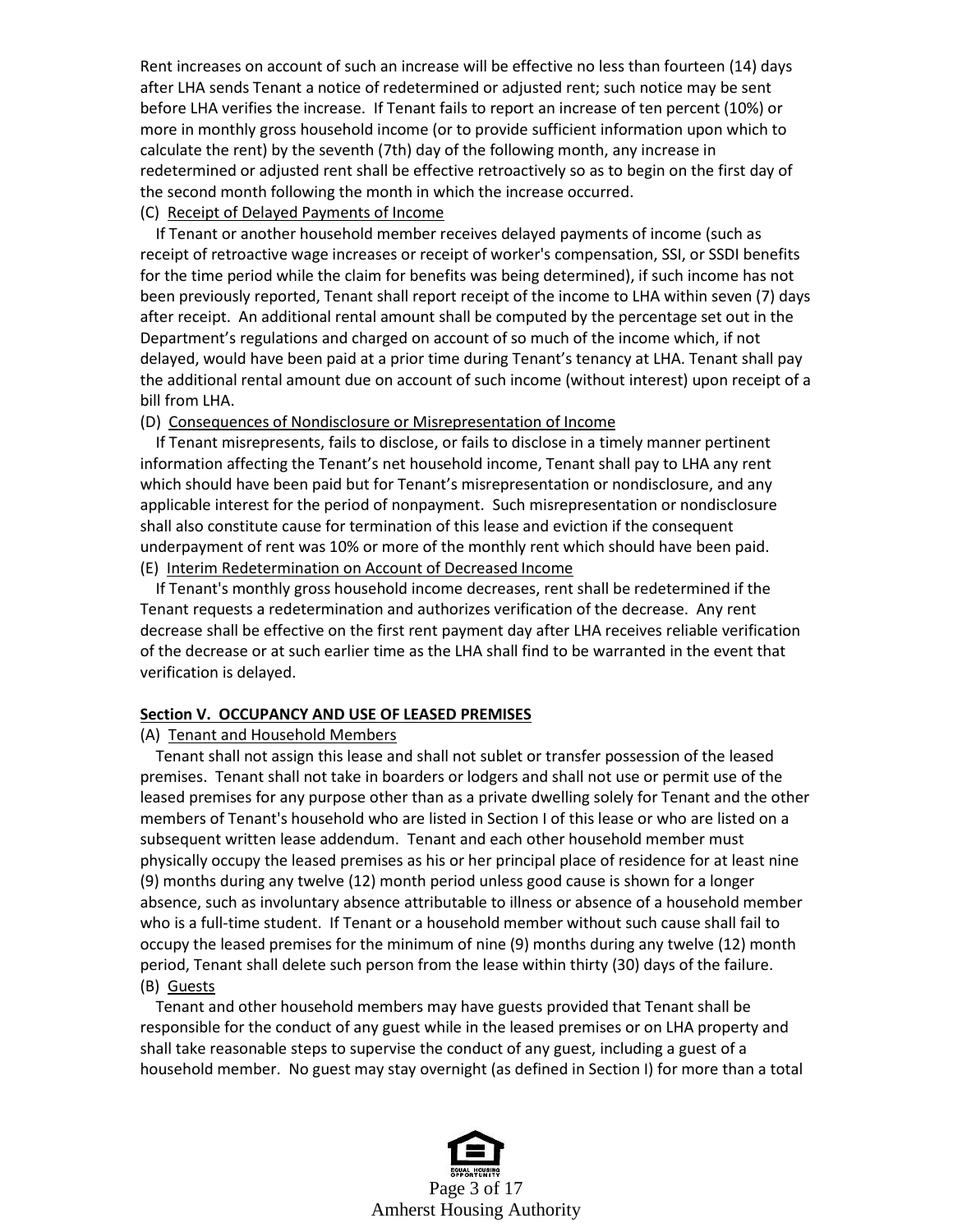Rent increases on account of such an increase will be effective no less than fourteen (14) days after LHA sends Tenant a notice of redetermined or adjusted rent; such notice may be sent before LHA verifies the increase. If Tenant fails to report an increase of ten percent (10%) or more in monthly gross household income (or to provide sufficient information upon which to calculate the rent) by the seventh (7th) day of the following month, any increase in redetermined or adjusted rent shall be effective retroactively so as to begin on the first day of the second month following the month in which the increase occurred.

(C) Receipt of Delayed Payments of Income

If Tenant or another household member receives delayed payments of income (such as receipt of retroactive wage increases or receipt of worker's compensation, SSI, or SSDI benefits for the time period while the claim for benefits was being determined), if such income has not been previously reported, Tenant shall report receipt of the income to LHA within seven (7) days after receipt. An additional rental amount shall be computed by the percentage set out in the Department's regulations and charged on account of so much of the income which, if not delayed, would have been paid at a prior time during Tenant's tenancy at LHA. Tenant shall pay the additional rental amount due on account of such income (without interest) upon receipt of a bill from LHA.

(D) Consequences of Nondisclosure or Misrepresentation of Income

If Tenant misrepresents, fails to disclose, or fails to disclose in a timely manner pertinent information affecting the Tenant's net household income, Tenant shall pay to LHA any rent which should have been paid but for Tenant's misrepresentation or nondisclosure, and any applicable interest for the period of nonpayment. Such misrepresentation or nondisclosure shall also constitute cause for termination of this lease and eviction if the consequent underpayment of rent was 10% or more of the monthly rent which should have been paid.

(E) Interim Redetermination on Account of Decreased Income

If Tenant's monthly gross household income decreases, rent shall be redetermined if the Tenant requests a redetermination and authorizes verification of the decrease. Any rent decrease shall be effective on the first rent payment day after LHA receives reliable verification of the decrease or at such earlier time as the LHA shall find to be warranted in the event that verification is delayed.

**Section V. OCCUPANCY AND USE OF LEASED PREMISES**

(A) Tenant and Household Members

Tenant shall not assign this lease and shall not sublet or transfer possession of the leased premises. Tenant shall not take in boarders or lodgers and shall not use or permit use of the leased premises for any purpose other than as a private dwelling solely for Tenant and the other members of Tenant's household who are listed in Section I of this lease or who are listed on a subsequent written lease addendum. Tenant and each other household member must physically occupy the leased premises as his or her principal place of residence for at least nine (9) months during any twelve (12) month period unless good cause is shown for a longer absence, such as involuntary absence attributable to illness or absence of a household member who is a full-time student. If Tenant or a household member without such cause shall fail to occupy the leased premises for the minimum of nine (9) months during any twelve (12) month period, Tenant shall delete such person from the lease within thirty (30) days of the failure.

(B) Guests

Tenant and other household members may have guests provided that Tenant shall be responsible for the conduct of any guest while in the leased premises or on LHA property and shall take reasonable steps to supervise the conduct of any guest, including a guest of a household member. No guest may stay overnight (as defined in Section I) for more than a total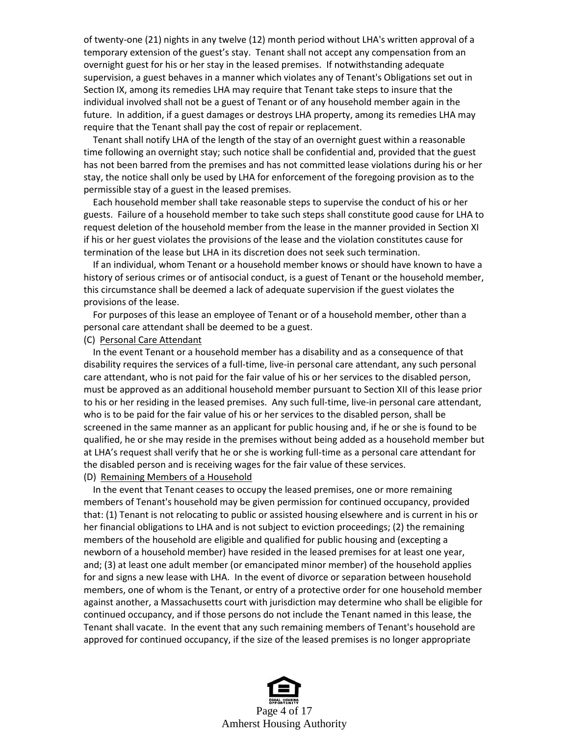of twenty-one (21) nights in any twelve (12) month period without LHA's written approval of a temporary extension of the guest's stay. Tenant shall not accept any compensation from an overnight guest for his or her stay in the leased premises. If notwithstanding adequate supervision, a guest behaves in a manner which violates any of Tenant's Obligations set out in Section IX, among its remedies LHA may require that Tenant take steps to insure that the individual involved shall not be a guest of Tenant or of any household member again in the future. In addition, if a guest damages or destroys LHA property, among its remedies LHA may require that the Tenant shall pay the cost of repair or replacement.

Tenant shall notify LHA of the length of the stay of an overnight guest within a reasonable time following an overnight stay; such notice shall be confidential and, provided that the guest has not been barred from the premises and has not committed lease violations during his or her stay, the notice shall only be used by LHA for enforcement of the foregoing provision as to the permissible stay of a guest in the leased premises.

Each household member shall take reasonable steps to supervise the conduct of his or her guests. Failure of a household member to take such steps shall constitute good cause for LHA to request deletion of the household member from the lease in the manner provided in Section XI if his or her guest violates the provisions of the lease and the violation constitutes cause for termination of the lease but LHA in its discretion does not seek such termination.

If an individual, whom Tenant or a household member knows or should have known to have a history of serious crimes or of antisocial conduct, is a guest of Tenant or the household member, this circumstance shall be deemed a lack of adequate supervision if the guest violates the provisions of the lease.

For purposes of this lease an employee of Tenant or of a household member, other than a personal care attendant shall be deemed to be a guest.

(C) Personal Care Attendant

In the event Tenant or a household member has a disability and as a consequence of that disability requires the services of a full-time, live-in personal care attendant, any such personal care attendant, who is not paid for the fair value of his or her services to the disabled person, must be approved as an additional household member pursuant to Section XII of this lease prior to his or her residing in the leased premises. Any such full-time, live-in personal care attendant, who is to be paid for the fair value of his or her services to the disabled person, shall be screened in the same manner as an applicant for public housing and, if he or she is found to be qualified, he or she may reside in the premises without being added as a household member but at LHA's request shall verify that he or she is working full-time as a personal care attendant for the disabled person and is receiving wages for the fair value of these services.

(D) Remaining Members of a Household

In the event that Tenant ceases to occupy the leased premises, one or more remaining members of Tenant's household may be given permission for continued occupancy, provided that: (1) Tenant is not relocating to public or assisted housing elsewhere and is current in his or her financial obligations to LHA and is not subject to eviction proceedings; (2) the remaining members of the household are eligible and qualified for public housing and (excepting a newborn of a household member) have resided in the leased premises for at least one year, and; (3) at least one adult member (or emancipated minor member) of the household applies for and signs a new lease with LHA. In the event of divorce or separation between household members, one of whom is the Tenant, or entry of a protective order for one household member against another, a Massachusetts court with jurisdiction may determine who shall be eligible for continued occupancy, and if those persons do not include the Tenant named in this lease, the Tenant shall vacate. In the event that any such remaining members of Tenant's household are approved for continued occupancy, if the size of the leased premises is no longer appropriate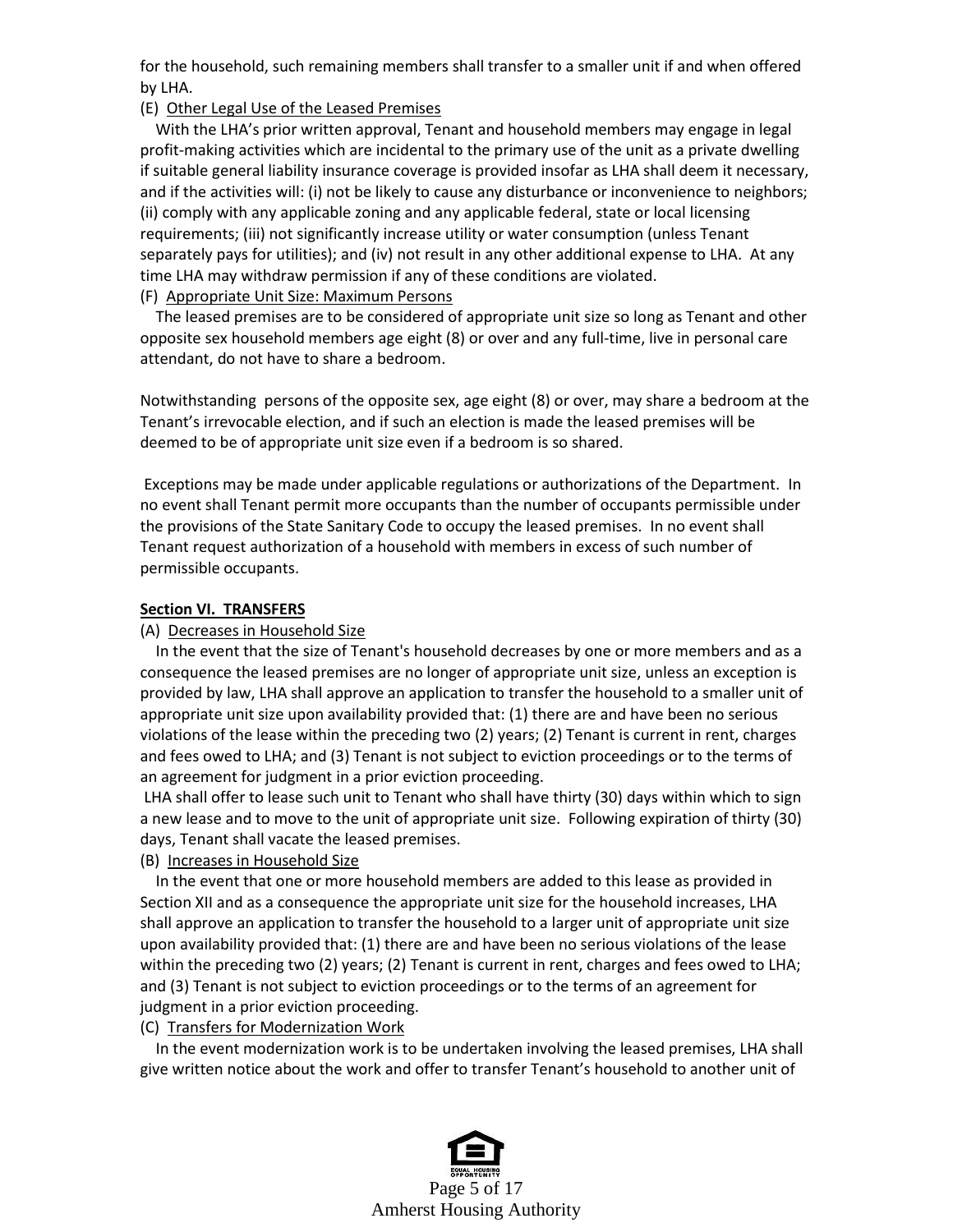for the household, such remaining members shall transfer to a smaller unit if and when offered by LHA.

(E) <u>Other Legal Use of the Leased Premises</u>

With the LHA's prior written approval, Tenant and household members may engage in legal profit-making activities which are incidental to the primary use of the unit as a private dwelling if suitable general liability insurance coverage is provided insofar as LHA shall deem it necessary, and if the activities will: (i) not be likely to cause any disturbance or inconvenience to neighbors; (ii) comply with any applicable zoning and any applicable federal, state or local licensing requirements; (iii) not significantly increase utility or water consumption (unless Tenant separately pays for utilities); and (iv) not result in any other additional expense to LHA. At any time LHA may withdraw permission if any of these conditions are violated.

(F) <u>Appropriate Unit Size: Maximum Persons</u>

The leased premises are to be considered of appropriate unit size so long as Tenant and other opposite sex household members age eight (8) or over and any full-time, live in personal care attendant, do not have to share a bedroom.

Notwithstanding persons of the opposite sex, age eight (8) or over, may share a bedroom at the Tenant's irrevocable election, and if such an election is made the leased premises will be deemed to be of appropriate unit size even if a bedroom is so shared.

Exceptions may be made under applicable regulations or authorizations of the Department. In no event shall Tenant permit more occupants than the number of occupants permissible under the provisions of the State Sanitary Code to occupy the leased premises. In no event shall Tenant request authorization of a household with members in excess of such number of permissible occupants.

## Section VI. TRANSFERS

(A) <u>Decreases in Household Size</u>

In the event that the size of Tenant's household decreases by one or more members and as a consequence the leased premises are no longer of appropriate unit size, unless an exception is provided by law, LHA shall approve an application to transfer the household to a smaller unit of appropriate unit size upon availability provided that: (1) there are and have been no serious violations of the lease within the preceding two (2) years; (2) Tenant is current in rent, charges and fees owed to LHA; and (3) Tenant is not subject to eviction proceedings or to the terms of an agreement for judgment in a prior eviction proceeding.

LHA shall offer to lease such unit to Tenant who shall have thirty (30) days within which to sign a new lease and to move to the unit of appropriate unit size. Following expiration of thirty (30) days, Tenant shall vacate the leased premises.

(B) <u>Increases in Household Size</u>

In the event that one or more household members are added to this lease as provided in Section XII and as a consequence the appropriate unit size for the household increases, LHA shall approve an application to transfer the household to a larger unit of appropriate unit size upon availability provided that: (1) there are and have been no serious violations of the lease within the preceding two (2) years; (2) Tenant is current in rent, charges and fees owed to LHA; and (3) Tenant is not subject to eviction proceedings or to the terms of an agreement for judgment in a prior eviction proceeding.

(C) <u>Transfers for Modernization Work</u>

In the event modernization work is to be undertaken involving the leased premises, LHA shall give written notice about the work and offer to transfer Tenant's household to another unit of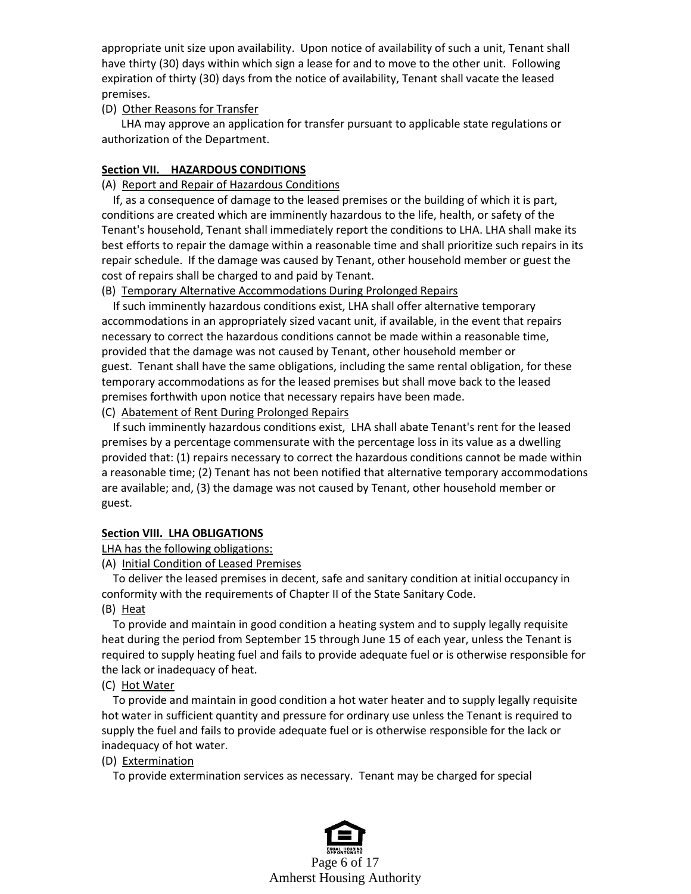appropriate unit size upon availability. Upon notice of availability of such a unit, Tenant shall have thirty (30) days within which sign a lease for and to move to the other unit. Following expiration of thirty (30) days from the notice of availability, Tenant shall vacate the leased premises.

(D) Other Reasons for Transfer

LHA may approve an application for transfer pursuant to applicable state regulations or authorization of the Department.

**Section VII. HAZARDOUS CONDITIONS**

(A) Report and Repair of Hazardous Conditions

If, as a consequence of damage to the leased premises or the building of which it is part, conditions are created which are imminently hazardous to the life, health, or safety of the Tenant's household, Tenant shall immediately report the conditions to LHA. LHA shall make its best efforts to repair the damage within a reasonable time and shall prioritize such repairs in its repair schedule. If the damage was caused by Tenant, other household member or guest the cost of repairs shall be charged to and paid by Tenant.

(B) Temporary Alternative Accommodations During Prolonged Repairs

If such imminently hazardous conditions exist, LHA shall offer alternative temporary accommodations in an appropriately sized vacant unit, if available, in the event that repairs necessary to correct the hazardous conditions cannot be made within a reasonable time, provided that the damage was not caused by Tenant, other household member or guest. Tenant shall have the same obligations, including the same rental obligation, for these temporary accommodations as for the leased premises but shall move back to the leased premises forthwith upon notice that necessary repairs have been made.

(C) Abatement of Rent During Prolonged Repairs

If such imminently hazardous conditions exist, LHA shall abate Tenant's rent for the leased premises by a percentage commensurate with the percentage loss in its value as a dwelling provided that: (1) repairs necessary to correct the hazardous conditions cannot be made within a reasonable time; (2) Tenant has not been notified that alternative temporary accommodations are available; and, (3) the damage was not caused by Tenant, other household member or guest.

**Section VIII. LHA OBLIGATIONS**

LHA has the following obligations:

(A) Initial Condition of Leased Premises

To deliver the leased premises in decent, safe and sanitary condition at initial occupancy in conformity with the requirements of Chapter II of the State Sanitary Code.

(B) Heat

To provide and maintain in good condition a heating system and to supply legally requisite heat during the period from September 15 through June 15 of each year, unless the Tenant is required to supply heating fuel and fails to provide adequate fuel or is otherwise responsible for the lack or inadequacy of heat.

(C) Hot Water

To provide and maintain in good condition a hot water heater and to supply legally requisite hot water in sufficient quantity and pressure for ordinary use unless the Tenant is required to supply the fuel and fails to provide adequate fuel or is otherwise responsible for the lack or inadequacy of hot water.

(D) Extermination

To provide extermination services as necessary. Tenant may be charged for special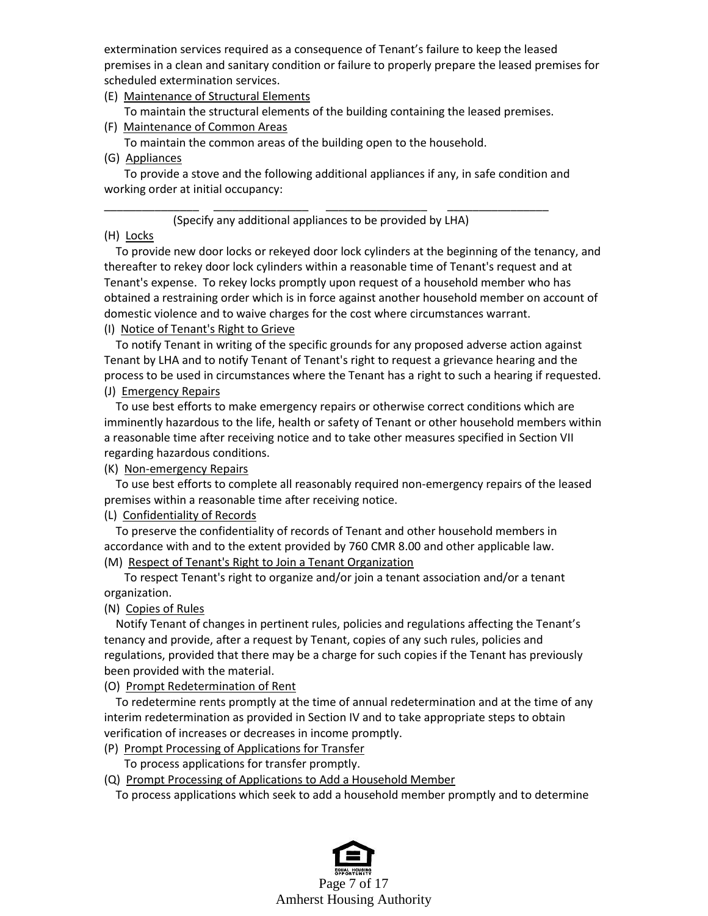extermination services required as a consequence of Tenant's failure to keep the leased premises in a clean and sanitary condition or failure to properly prepare the leased premises for scheduled extermination services.

(E) Maintenance of Structural Elements

To maintain the structural elements of the building containing the leased premises.

(F) Maintenance of Common Areas

To maintain the common areas of the building open to the household.

(G) Appliances

To provide a stove and the following additional appliances if any, in safe condition and working order at initial occupancy:

_______________ _______________ ________________ ________________

(Specify any additional appliances to be provided by LHA)

(H) Locks

To provide new door locks or rekeyed door lock cylinders at the beginning of the tenancy, and thereafter to rekey door lock cylinders within a reasonable time of Tenant's request and at Tenant's expense. To rekey locks promptly upon request of a household member who has obtained a restraining order which is in force against another household member on account of domestic violence and to waive charges for the cost where circumstances warrant.

(I) Notice of Tenant's Right to Grieve

To notify Tenant in writing of the specific grounds for any proposed adverse action against Tenant by LHA and to notify Tenant of Tenant's right to request a grievance hearing and the process to be used in circumstances where the Tenant has a right to such a hearing if requested.

(J) Emergency Repairs

To use best efforts to make emergency repairs or otherwise correct conditions which are imminently hazardous to the life, health or safety of Tenant or other household members within a reasonable time after receiving notice and to take other measures specified in Section VII regarding hazardous conditions.

(K) Non-emergency Repairs

To use best efforts to complete all reasonably required non-emergency repairs of the leased premises within a reasonable time after receiving notice.

(L) Confidentiality of Records

To preserve the confidentiality of records of Tenant and other household members in accordance with and to the extent provided by 760 CMR 8.00 and other applicable law.

(M) Respect of Tenant's Right to Join a Tenant Organization

To respect Tenant's right to organize and/or join a tenant association and/or a tenant organization.

(N) Copies of Rules

Notify Tenant of changes in pertinent rules, policies and regulations affecting the Tenant's tenancy and provide, after a request by Tenant, copies of any such rules, policies and regulations, provided that there may be a charge for such copies if the Tenant has previously been provided with the material.

(O) Prompt Redetermination of Rent

To redetermine rents promptly at the time of annual redetermination and at the time of any interim redetermination as provided in Section IV and to take appropriate steps to obtain verification of increases or decreases in income promptly.

(P) Prompt Processing of Applications for Transfer

To process applications for transfer promptly.

(Q) Prompt Processing of Applications to Add a Household Member

To process applications which seek to add a household member promptly and to determine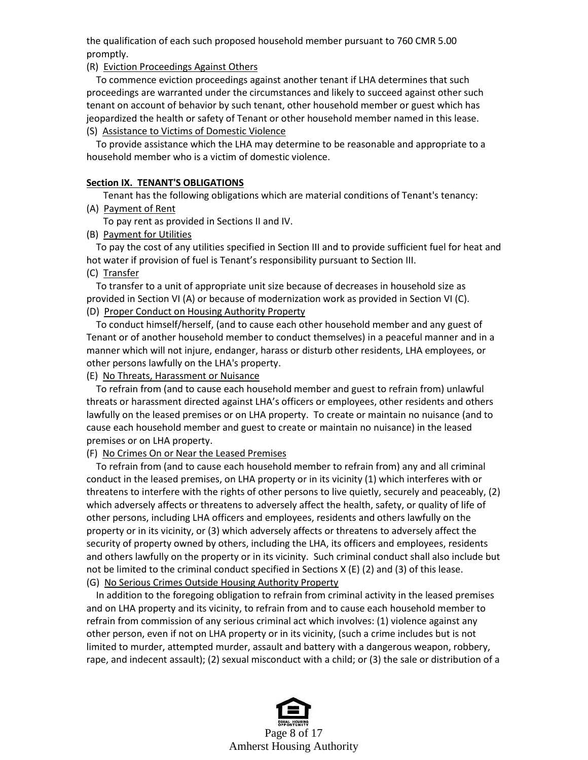the qualification of each such proposed household member pursuant to 760 CMR 5.00 promptly.

(R) Eviction Proceedings Against Others

To commence eviction proceedings against another tenant if LHA determines that such proceedings are warranted under the circumstances and likely to succeed against other such tenant on account of behavior by such tenant, other household member or guest which has jeopardized the health or safety of Tenant or other household member named in this lease.

(S) Assistance to Victims of Domestic Violence

To provide assistance which the LHA may determine to be reasonable and appropriate to a household member who is a victim of domestic violence.

**Section IX. TENANT'S OBLIGATIONS**

Tenant has the following obligations which are material conditions of Tenant's tenancy:

(A) Payment of Rent

To pay rent as provided in Sections II and IV.

(B) Payment for Utilities

To pay the cost of any utilities specified in Section III and to provide sufficient fuel for heat and hot water if provision of fuel is Tenant's responsibility pursuant to Section III.

(C) Transfer

To transfer to a unit of appropriate unit size because of decreases in household size as provided in Section VI (A) or because of modernization work as provided in Section VI (C).

(D) Proper Conduct on Housing Authority Property

To conduct himself/herself, (and to cause each other household member and any guest of Tenant or of another household member to conduct themselves) in a peaceful manner and in a manner which will not injure, endanger, harass or disturb other residents, LHA employees, or other persons lawfully on the LHA's property.

(E) No Threats, Harassment or Nuisance

To refrain from (and to cause each household member and guest to refrain from) unlawful threats or harassment directed against LHA's officers or employees, other residents and others lawfully on the leased premises or on LHA property. To create or maintain no nuisance (and to cause each household member and guest to create or maintain no nuisance) in the leased premises or on LHA property.

(F) No Crimes On or Near the Leased Premises

To refrain from (and to cause each household member to refrain from) any and all criminal conduct in the leased premises, on LHA property or in its vicinity (1) which interferes with or threatens to interfere with the rights of other persons to live quietly, securely and peaceably, (2) which adversely affects or threatens to adversely affect the health, safety, or quality of life of other persons, including LHA officers and employees, residents and others lawfully on the property or in its vicinity, or (3) which adversely affects or threatens to adversely affect the security of property owned by others, including the LHA, its officers and employees, residents and others lawfully on the property or in its vicinity. Such criminal conduct shall also include but not be limited to the criminal conduct specified in Sections X (E) (2) and (3) of this lease.

(G) No Serious Crimes Outside Housing Authority Property

In addition to the foregoing obligation to refrain from criminal activity in the leased premises and on LHA property and its vicinity, to refrain from and to cause each household member to refrain from commission of any serious criminal act which involves: (1) violence against any other person, even if not on LHA property or in its vicinity, (such a crime includes but is not limited to murder, attempted murder, assault and battery with a dangerous weapon, robbery, rape, and indecent assault); (2) sexual misconduct with a child; or (3) the sale or distribution of a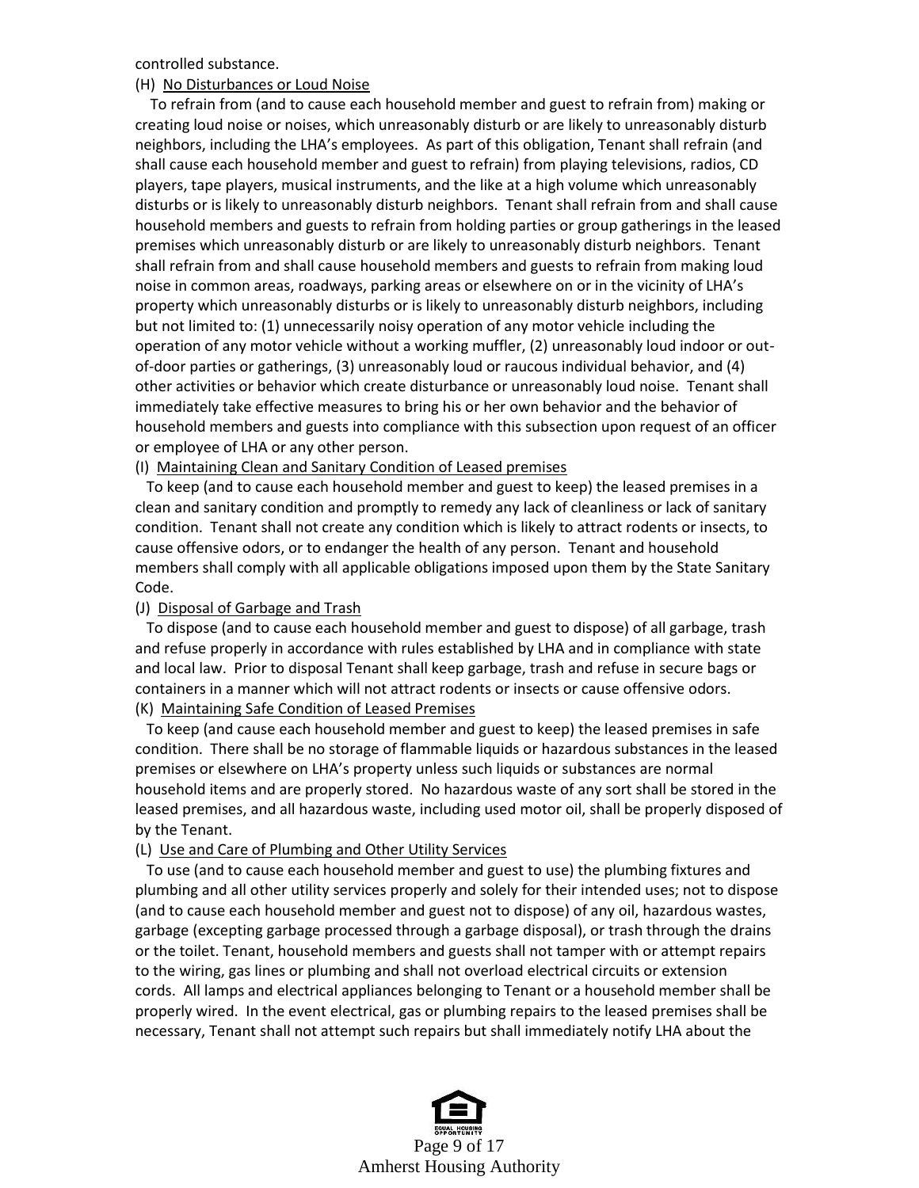controlled substance.

(H) No Disturbances or Loud Noise

To refrain from (and to cause each household member and guest to refrain from) making or creating loud noise or noises, which unreasonably disturb or are likely to unreasonably disturb neighbors, including the LHA's employees. As part of this obligation, Tenant shall refrain (and shall cause each household member and guest to refrain) from playing televisions, radios, CD players, tape players, musical instruments, and the like at a high volume which unreasonably disturbs or is likely to unreasonably disturb neighbors. Tenant shall refrain from and shall cause household members and guests to refrain from holding parties or group gatherings in the leased premises which unreasonably disturb or are likely to unreasonably disturb neighbors. Tenant shall refrain from and shall cause household members and guests to refrain from making loud noise in common areas, roadways, parking areas or elsewhere on or in the vicinity of LHA's property which unreasonably disturbs or is likely to unreasonably disturb neighbors, including but not limited to: (1) unnecessarily noisy operation of any motor vehicle including the operation of any motor vehicle without a working muffler, (2) unreasonably loud indoor or out-of-door parties or gatherings, (3) unreasonably loud or raucous individual behavior, and (4) other activities or behavior which create disturbance or unreasonably loud noise. Tenant shall immediately take effective measures to bring his or her own behavior and the behavior of household members and guests into compliance with this subsection upon request of an officer or employee of LHA or any other person.

(I) Maintaining Clean and Sanitary Condition of Leased premises

To keep (and to cause each household member and guest to keep) the leased premises in a clean and sanitary condition and promptly to remedy any lack of cleanliness or lack of sanitary condition. Tenant shall not create any condition which is likely to attract rodents or insects, to cause offensive odors, or to endanger the health of any person. Tenant and household members shall comply with all applicable obligations imposed upon them by the State Sanitary Code.

(J) Disposal of Garbage and Trash

To dispose (and to cause each household member and guest to dispose) of all garbage, trash and refuse properly in accordance with rules established by LHA and in compliance with state and local law. Prior to disposal Tenant shall keep garbage, trash and refuse in secure bags or containers in a manner which will not attract rodents or insects or cause offensive odors.

(K) Maintaining Safe Condition of Leased Premises

To keep (and cause each household member and guest to keep) the leased premises in safe condition. There shall be no storage of flammable liquids or hazardous substances in the leased premises or elsewhere on LHA's property unless such liquids or substances are normal household items and are properly stored. No hazardous waste of any sort shall be stored in the leased premises, and all hazardous waste, including used motor oil, shall be properly disposed of by the Tenant.

(L) Use and Care of Plumbing and Other Utility Services

To use (and to cause each household member and guest to use) the plumbing fixtures and plumbing and all other utility services properly and solely for their intended uses; not to dispose (and to cause each household member and guest not to dispose) of any oil, hazardous wastes, garbage (excepting garbage processed through a garbage disposal), or trash through the drains or the toilet. Tenant, household members and guests shall not tamper with or attempt repairs to the wiring, gas lines or plumbing and shall not overload electrical circuits or extension cords. All lamps and electrical appliances belonging to Tenant or a household member shall be properly wired. In the event electrical, gas or plumbing repairs to the leased premises shall be necessary, Tenant shall not attempt such repairs but shall immediately notify LHA about the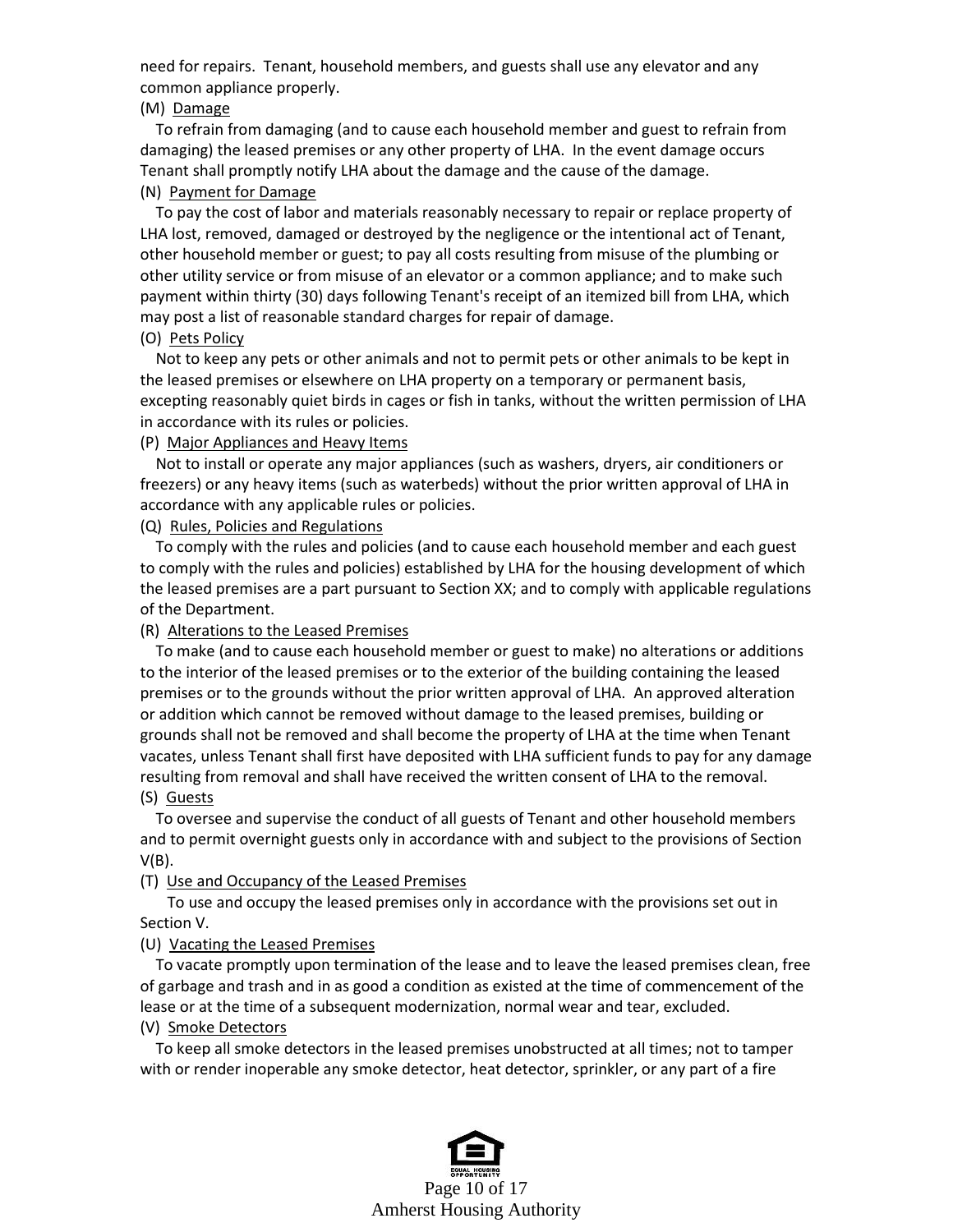need for repairs. Tenant, household members, and guests shall use any elevator and any common appliance properly.

(M) Damage

To refrain from damaging (and to cause each household member and guest to refrain from damaging) the leased premises or any other property of LHA. In the event damage occurs Tenant shall promptly notify LHA about the damage and the cause of the damage.

(N) Payment for Damage

To pay the cost of labor and materials reasonably necessary to repair or replace property of LHA lost, removed, damaged or destroyed by the negligence or the intentional act of Tenant, other household member or guest; to pay all costs resulting from misuse of the plumbing or other utility service or from misuse of an elevator or a common appliance; and to make such payment within thirty (30) days following Tenant's receipt of an itemized bill from LHA, which may post a list of reasonable standard charges for repair of damage.

(O) Pets Policy

Not to keep any pets or other animals and not to permit pets or other animals to be kept in the leased premises or elsewhere on LHA property on a temporary or permanent basis, excepting reasonably quiet birds in cages or fish in tanks, without the written permission of LHA in accordance with its rules or policies.

(P) Major Appliances and Heavy Items

Not to install or operate any major appliances (such as washers, dryers, air conditioners or freezers) or any heavy items (such as waterbeds) without the prior written approval of LHA in accordance with any applicable rules or policies.

(Q) Rules, Policies and Regulations

To comply with the rules and policies (and to cause each household member and each guest to comply with the rules and policies) established by LHA for the housing development of which the leased premises are a part pursuant to Section XX; and to comply with applicable regulations of the Department.

(R) Alterations to the Leased Premises

To make (and to cause each household member or guest to make) no alterations or additions to the interior of the leased premises or to the exterior of the building containing the leased premises or to the grounds without the prior written approval of LHA. An approved alteration or addition which cannot be removed without damage to the leased premises, building or grounds shall not be removed and shall become the property of LHA at the time when Tenant vacates, unless Tenant shall first have deposited with LHA sufficient funds to pay for any damage resulting from removal and shall have received the written consent of LHA to the removal.

(S) Guests

To oversee and supervise the conduct of all guests of Tenant and other household members and to permit overnight guests only in accordance with and subject to the provisions of Section V(B).

(T) Use and Occupancy of the Leased Premises

To use and occupy the leased premises only in accordance with the provisions set out in Section V.

(U) Vacating the Leased Premises

To vacate promptly upon termination of the lease and to leave the leased premises clean, free of garbage and trash and in as good a condition as existed at the time of commencement of the lease or at the time of a subsequent modernization, normal wear and tear, excluded.

(V) Smoke Detectors

To keep all smoke detectors in the leased premises unobstructed at all times; not to tamper with or render inoperable any smoke detector, heat detector, sprinkler, or any part of a fire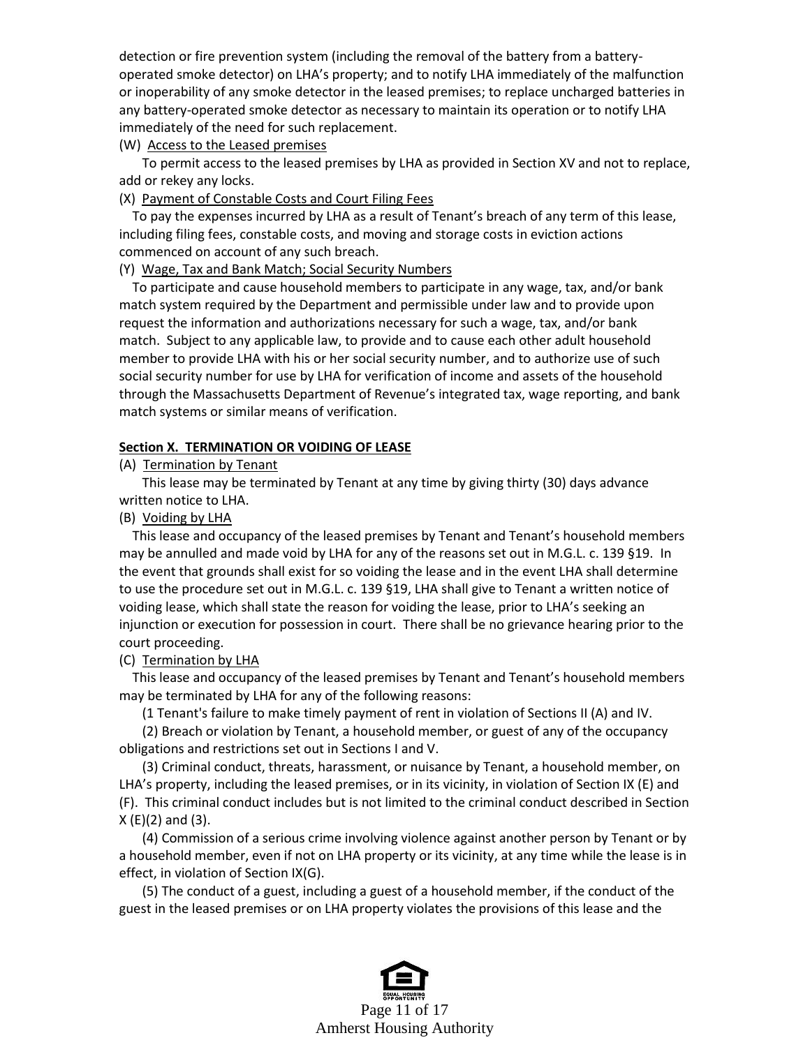detection or fire prevention system (including the removal of the battery from a battery-operated smoke detector) on LHA's property; and to notify LHA immediately of the malfunction or inoperability of any smoke detector in the leased premises; to replace uncharged batteries in any battery-operated smoke detector as necessary to maintain its operation or to notify LHA immediately of the need for such replacement.

(W) Access to the Leased premises

To permit access to the leased premises by LHA as provided in Section XV and not to replace, add or rekey any locks.

(X) Payment of Constable Costs and Court Filing Fees

To pay the expenses incurred by LHA as a result of Tenant's breach of any term of this lease, including filing fees, constable costs, and moving and storage costs in eviction actions commenced on account of any such breach.

(Y) Wage, Tax and Bank Match; Social Security Numbers

To participate and cause household members to participate in any wage, tax, and/or bank match system required by the Department and permissible under law and to provide upon request the information and authorizations necessary for such a wage, tax, and/or bank match. Subject to any applicable law, to provide and to cause each other adult household member to provide LHA with his or her social security number, and to authorize use of such social security number for use by LHA for verification of income and assets of the household through the Massachusetts Department of Revenue's integrated tax, wage reporting, and bank match systems or similar means of verification.

**Section X. TERMINATION OR VOIDING OF LEASE**

(A) Termination by Tenant

This lease may be terminated by Tenant at any time by giving thirty (30) days advance written notice to LHA.

(B) Voiding by LHA

This lease and occupancy of the leased premises by Tenant and Tenant's household members may be annulled and made void by LHA for any of the reasons set out in M.G.L. c. 139 §19. In the event that grounds shall exist for so voiding the lease and in the event LHA shall determine to use the procedure set out in M.G.L. c. 139 §19, LHA shall give to Tenant a written notice of voiding lease, which shall state the reason for voiding the lease, prior to LHA's seeking an injunction or execution for possession in court. There shall be no grievance hearing prior to the court proceeding.

(C) Termination by LHA

This lease and occupancy of the leased premises by Tenant and Tenant's household members may be terminated by LHA for any of the following reasons:

(1 Tenant's failure to make timely payment of rent in violation of Sections II (A) and IV.

(2) Breach or violation by Tenant, a household member, or guest of any of the occupancy obligations and restrictions set out in Sections I and V.

(3) Criminal conduct, threats, harassment, or nuisance by Tenant, a household member, on LHA's property, including the leased premises, or in its vicinity, in violation of Section IX (E) and (F). This criminal conduct includes but is not limited to the criminal conduct described in Section X (E)(2) and (3).

(4) Commission of a serious crime involving violence against another person by Tenant or by a household member, even if not on LHA property or its vicinity, at any time while the lease is in effect, in violation of Section IX(G).

(5) The conduct of a guest, including a guest of a household member, if the conduct of the guest in the leased premises or on LHA property violates the provisions of this lease and the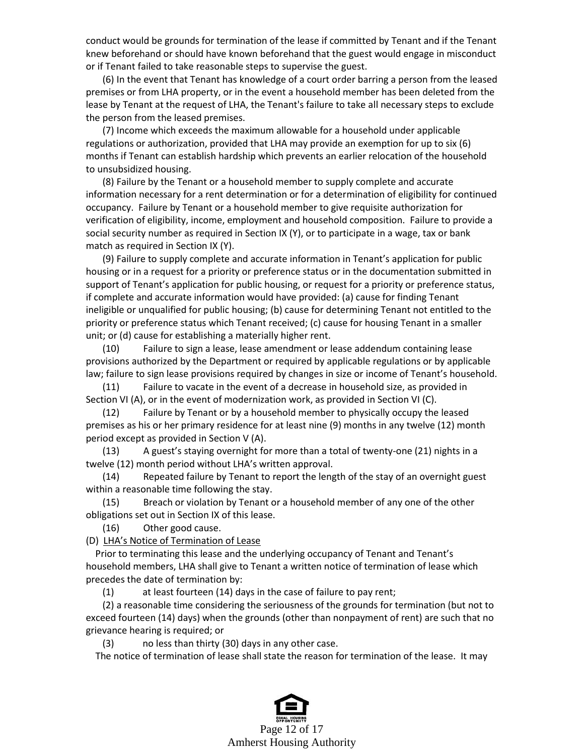conduct would be grounds for termination of the lease if committed by Tenant and if the Tenant knew beforehand or should have known beforehand that the guest would engage in misconduct or if Tenant failed to take reasonable steps to supervise the guest.

(6) In the event that Tenant has knowledge of a court order barring a person from the leased premises or from LHA property, or in the event a household member has been deleted from the lease by Tenant at the request of LHA, the Tenant's failure to take all necessary steps to exclude the person from the leased premises.

(7) Income which exceeds the maximum allowable for a household under applicable regulations or authorization, provided that LHA may provide an exemption for up to six (6) months if Tenant can establish hardship which prevents an earlier relocation of the household to unsubsidized housing.

(8) Failure by the Tenant or a household member to supply complete and accurate information necessary for a rent determination or for a determination of eligibility for continued occupancy. Failure by Tenant or a household member to give requisite authorization for verification of eligibility, income, employment and household composition. Failure to provide a social security number as required in Section IX (Y), or to participate in a wage, tax or bank match as required in Section IX (Y).

(9) Failure to supply complete and accurate information in Tenant's application for public housing or in a request for a priority or preference status or in the documentation submitted in support of Tenant's application for public housing, or request for a priority or preference status, if complete and accurate information would have provided: (a) cause for finding Tenant ineligible or unqualified for public housing; (b) cause for determining Tenant not entitled to the priority or preference status which Tenant received; (c) cause for housing Tenant in a smaller unit; or (d) cause for establishing a materially higher rent.

(10) Failure to sign a lease, lease amendment or lease addendum containing lease provisions authorized by the Department or required by applicable regulations or by applicable law; failure to sign lease provisions required by changes in size or income of Tenant's household.

(11) Failure to vacate in the event of a decrease in household size, as provided in Section VI (A), or in the event of modernization work, as provided in Section VI (C).

(12) Failure by Tenant or by a household member to physically occupy the leased premises as his or her primary residence for at least nine (9) months in any twelve (12) month period except as provided in Section V (A).

(13) A guest's staying overnight for more than a total of twenty-one (21) nights in a twelve (12) month period without LHA's written approval.

(14) Repeated failure by Tenant to report the length of the stay of an overnight guest within a reasonable time following the stay.

(15) Breach or violation by Tenant or a household member of any one of the other obligations set out in Section IX of this lease.

(16) Other good cause.

(D) <u>LHA's Notice of Termination of Lease</u>

Prior to terminating this lease and the underlying occupancy of Tenant and Tenant's household members, LHA shall give to Tenant a written notice of termination of lease which precedes the date of termination by:

(1) at least fourteen (14) days in the case of failure to pay rent;

(2) a reasonable time considering the seriousness of the grounds for termination (but not to exceed fourteen (14) days) when the grounds (other than nonpayment of rent) are such that no grievance hearing is required; or

(3) no less than thirty (30) days in any other case.

The notice of termination of lease shall state the reason for termination of the lease. It may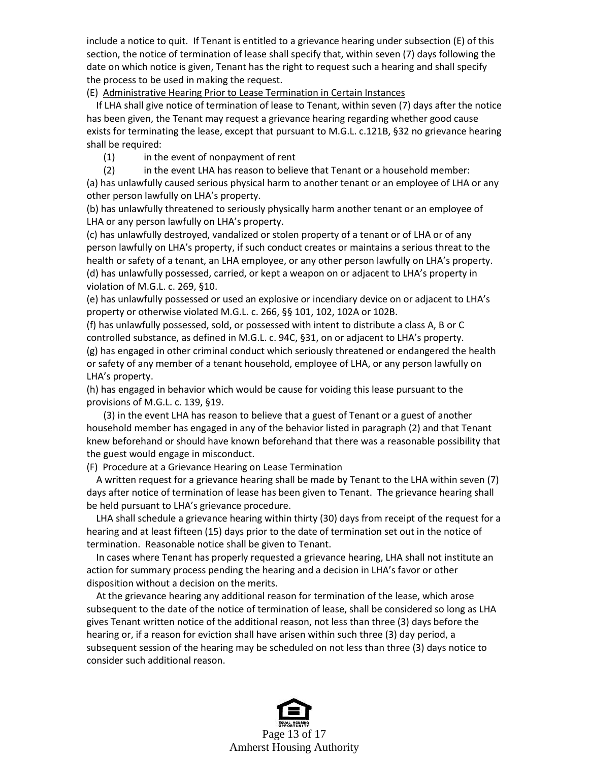include a notice to quit. If Tenant is entitled to a grievance hearing under subsection (E) of this section, the notice of termination of lease shall specify that, within seven (7) days following the date on which notice is given, Tenant has the right to request such a hearing and shall specify the process to be used in making the request.

(E) Administrative Hearing Prior to Lease Termination in Certain Instances

If LHA shall give notice of termination of lease to Tenant, within seven (7) days after the notice has been given, the Tenant may request a grievance hearing regarding whether good cause exists for terminating the lease, except that pursuant to M.G.L. c.121B, §32 no grievance hearing shall be required:

(1) in the event of nonpayment of rent

(2) in the event LHA has reason to believe that Tenant or a household member:

(a) has unlawfully caused serious physical harm to another tenant or an employee of LHA or any other person lawfully on LHA's property.

(b) has unlawfully threatened to seriously physically harm another tenant or an employee of LHA or any person lawfully on LHA's property.

(c) has unlawfully destroyed, vandalized or stolen property of a tenant or of LHA or of any person lawfully on LHA's property, if such conduct creates or maintains a serious threat to the health or safety of a tenant, an LHA employee, or any other person lawfully on LHA's property.

(d) has unlawfully possessed, carried, or kept a weapon on or adjacent to LHA's property in violation of M.G.L. c. 269, §10.

(e) has unlawfully possessed or used an explosive or incendiary device on or adjacent to LHA's property or otherwise violated M.G.L. c. 266, §§ 101, 102, 102A or 102B.

(f) has unlawfully possessed, sold, or possessed with intent to distribute a class A, B or C controlled substance, as defined in M.G.L. c. 94C, §31, on or adjacent to LHA's property.

(g) has engaged in other criminal conduct which seriously threatened or endangered the health or safety of any member of a tenant household, employee of LHA, or any person lawfully on LHA's property.

(h) has engaged in behavior which would be cause for voiding this lease pursuant to the provisions of M.G.L. c. 139, §19.

(3) in the event LHA has reason to believe that a guest of Tenant or a guest of another household member has engaged in any of the behavior listed in paragraph (2) and that Tenant knew beforehand or should have known beforehand that there was a reasonable possibility that the guest would engage in misconduct.

(F) Procedure at a Grievance Hearing on Lease Termination

A written request for a grievance hearing shall be made by Tenant to the LHA within seven (7) days after notice of termination of lease has been given to Tenant. The grievance hearing shall be held pursuant to LHA's grievance procedure.

LHA shall schedule a grievance hearing within thirty (30) days from receipt of the request for a hearing and at least fifteen (15) days prior to the date of termination set out in the notice of termination. Reasonable notice shall be given to Tenant.

In cases where Tenant has properly requested a grievance hearing, LHA shall not institute an action for summary process pending the hearing and a decision in LHA's favor or other disposition without a decision on the merits.

At the grievance hearing any additional reason for termination of the lease, which arose subsequent to the date of the notice of termination of lease, shall be considered so long as LHA gives Tenant written notice of the additional reason, not less than three (3) days before the hearing or, if a reason for eviction shall have arisen within such three (3) day period, a subsequent session of the hearing may be scheduled on not less than three (3) days notice to consider such additional reason.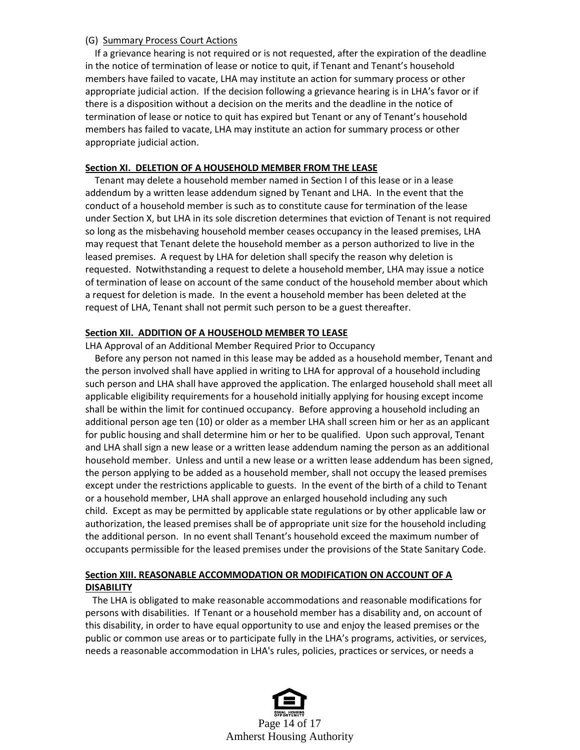(G) Summary Process Court Actions

If a grievance hearing is not required or is not requested, after the expiration of the deadline in the notice of termination of lease or notice to quit, if Tenant and Tenant's household members have failed to vacate, LHA may institute an action for summary process or other appropriate judicial action. If the decision following a grievance hearing is in LHA's favor or if there is a disposition without a decision on the merits and the deadline in the notice of termination of lease or notice to quit has expired but Tenant or any of Tenant's household members has failed to vacate, LHA may institute an action for summary process or other appropriate judicial action.

**Section XI. DELETION OF A HOUSEHOLD MEMBER FROM THE LEASE**

Tenant may delete a household member named in Section I of this lease or in a lease addendum by a written lease addendum signed by Tenant and LHA. In the event that the conduct of a household member is such as to constitute cause for termination of the lease under Section X, but LHA in its sole discretion determines that eviction of Tenant is not required so long as the misbehaving household member ceases occupancy in the leased premises, LHA may request that Tenant delete the household member as a person authorized to live in the leased premises. A request by LHA for deletion shall specify the reason why deletion is requested. Notwithstanding a request to delete a household member, LHA may issue a notice of termination of lease on account of the same conduct of the household member about which a request for deletion is made. In the event a household member has been deleted at the request of LHA, Tenant shall not permit such person to be a guest thereafter.

**Section XII. ADDITION OF A HOUSEHOLD MEMBER TO LEASE**

LHA Approval of an Additional Member Required Prior to Occupancy

Before any person not named in this lease may be added as a household member, Tenant and the person involved shall have applied in writing to LHA for approval of a household including such person and LHA shall have approved the application. The enlarged household shall meet all applicable eligibility requirements for a household initially applying for housing except income shall be within the limit for continued occupancy. Before approving a household including an additional person age ten (10) or older as a member LHA shall screen him or her as an applicant for public housing and shall determine him or her to be qualified. Upon such approval, Tenant and LHA shall sign a new lease or a written lease addendum naming the person as an additional household member. Unless and until a new lease or a written lease addendum has been signed, the person applying to be added as a household member, shall not occupy the leased premises except under the restrictions applicable to guests. In the event of the birth of a child to Tenant or a household member, LHA shall approve an enlarged household including any such child. Except as may be permitted by applicable state regulations or by other applicable law or authorization, the leased premises shall be of appropriate unit size for the household including the additional person. In no event shall Tenant's household exceed the maximum number of occupants permissible for the leased premises under the provisions of the State Sanitary Code.

**Section XIII. REASONABLE ACCOMMODATION OR MODIFICATION ON ACCOUNT OF A DISABILITY**

The LHA is obligated to make reasonable accommodations and reasonable modifications for persons with disabilities. If Tenant or a household member has a disability and, on account of this disability, in order to have equal opportunity to use and enjoy the leased premises or the public or common use areas or to participate fully in the LHA's programs, activities, or services, needs a reasonable accommodation in LHA's rules, policies, practices or services, or needs a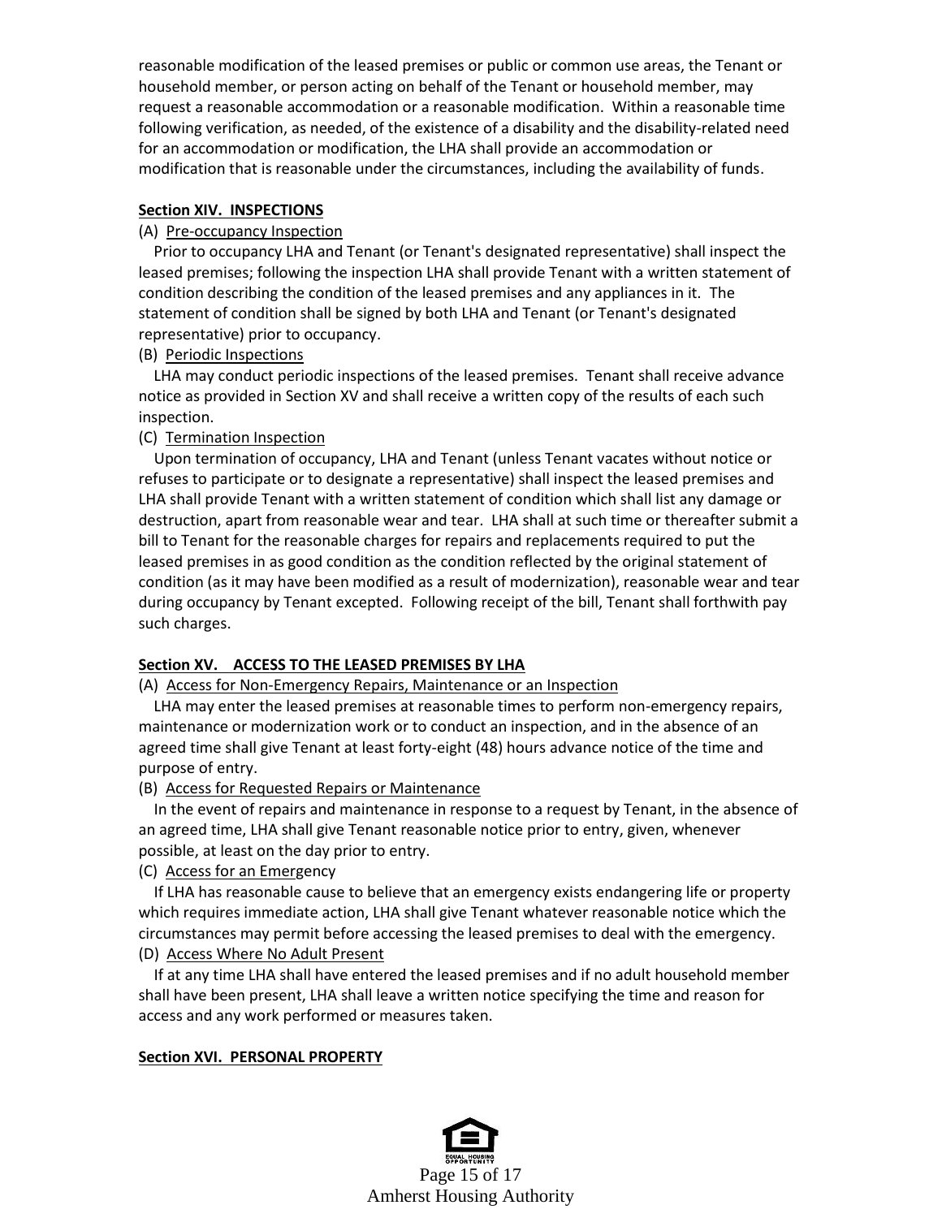reasonable modification of the leased premises or public or common use areas, the Tenant or household member, or person acting on behalf of the Tenant or household member, may request a reasonable accommodation or a reasonable modification. Within a reasonable time following verification, as needed, of the existence of a disability and the disability-related need for an accommodation or modification, the LHA shall provide an accommodation or modification that is reasonable under the circumstances, including the availability of funds.

**Section XIV. INSPECTIONS**

(A) Pre-occupancy Inspection

Prior to occupancy LHA and Tenant (or Tenant's designated representative) shall inspect the leased premises; following the inspection LHA shall provide Tenant with a written statement of condition describing the condition of the leased premises and any appliances in it. The statement of condition shall be signed by both LHA and Tenant (or Tenant's designated representative) prior to occupancy.

(B) Periodic Inspections

LHA may conduct periodic inspections of the leased premises. Tenant shall receive advance notice as provided in Section XV and shall receive a written copy of the results of each such inspection.

(C) Termination Inspection

Upon termination of occupancy, LHA and Tenant (unless Tenant vacates without notice or refuses to participate or to designate a representative) shall inspect the leased premises and LHA shall provide Tenant with a written statement of condition which shall list any damage or destruction, apart from reasonable wear and tear. LHA shall at such time or thereafter submit a bill to Tenant for the reasonable charges for repairs and replacements required to put the leased premises in as good condition as the condition reflected by the original statement of condition (as it may have been modified as a result of modernization), reasonable wear and tear during occupancy by Tenant excepted. Following receipt of the bill, Tenant shall forthwith pay such charges.

**Section XV. ACCESS TO THE LEASED PREMISES BY LHA**

(A) Access for Non-Emergency Repairs, Maintenance or an Inspection

LHA may enter the leased premises at reasonable times to perform non-emergency repairs, maintenance or modernization work or to conduct an inspection, and in the absence of an agreed time shall give Tenant at least forty-eight (48) hours advance notice of the time and purpose of entry.

(B) Access for Requested Repairs or Maintenance

In the event of repairs and maintenance in response to a request by Tenant, in the absence of an agreed time, LHA shall give Tenant reasonable notice prior to entry, given, whenever possible, at least on the day prior to entry.

(C) Access for an Emergency

If LHA has reasonable cause to believe that an emergency exists endangering life or property which requires immediate action, LHA shall give Tenant whatever reasonable notice which the circumstances may permit before accessing the leased premises to deal with the emergency.

(D) Access Where No Adult Present

If at any time LHA shall have entered the leased premises and if no adult household member shall have been present, LHA shall leave a written notice specifying the time and reason for access and any work performed or measures taken.

**Section XVI. PERSONAL PROPERTY**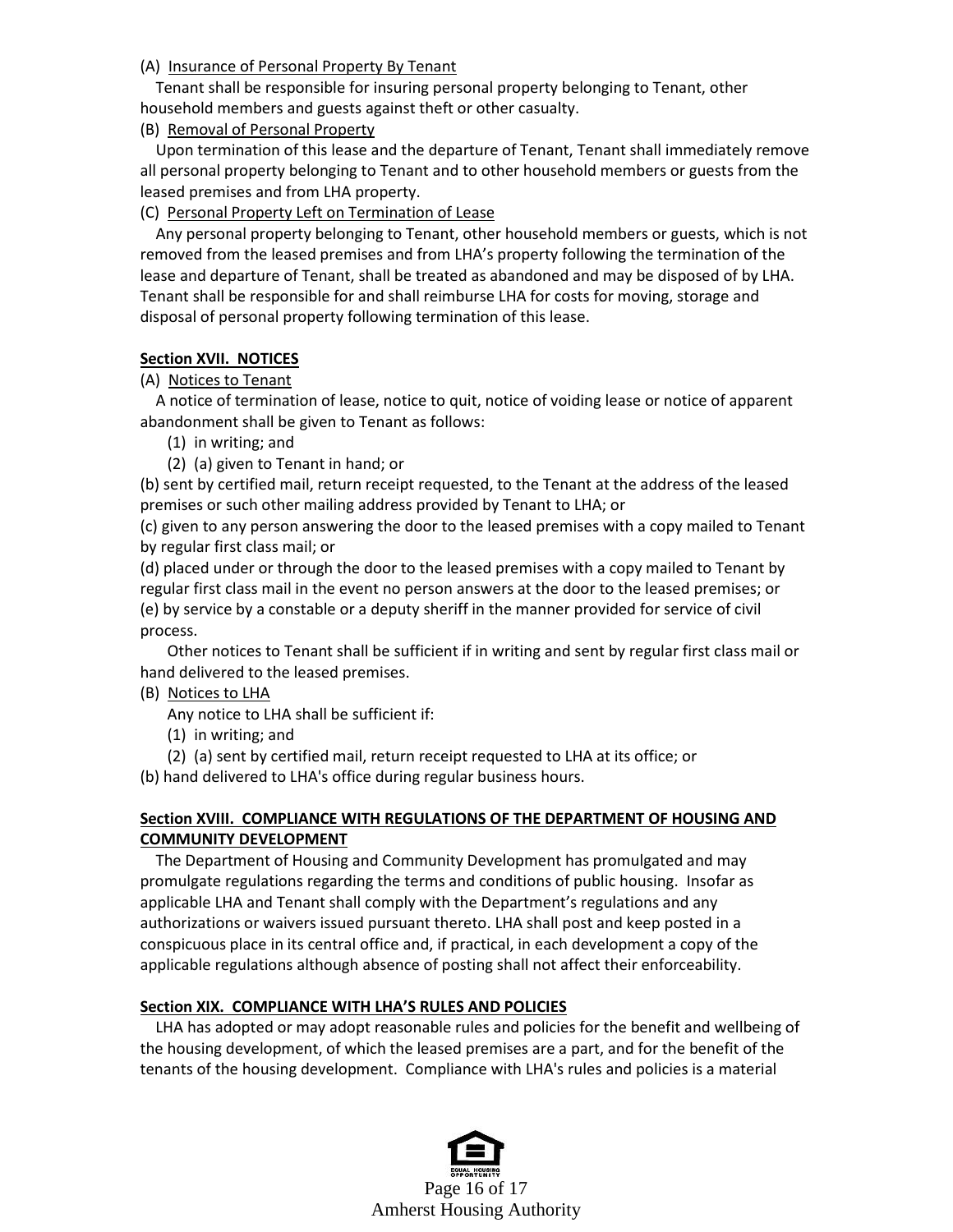(A) <u>Insurance of Personal Property By Tenant</u>

Tenant shall be responsible for insuring personal property belonging to Tenant, other household members and guests against theft or other casualty.

(B) <u>Removal of Personal Property</u>

Upon termination of this lease and the departure of Tenant, Tenant shall immediately remove all personal property belonging to Tenant and to other household members or guests from the leased premises and from LHA property.

(C) <u>Personal Property Left on Termination of Lease</u>

Any personal property belonging to Tenant, other household members or guests, which is not removed from the leased premises and from LHA's property following the termination of the lease and departure of Tenant, shall be treated as abandoned and may be disposed of by LHA. Tenant shall be responsible for and shall reimburse LHA for costs for moving, storage and disposal of personal property following termination of this lease.

**Section XVII. NOTICES**

(A) <u>Notices to Tenant</u>

A notice of termination of lease, notice to quit, notice of voiding lease or notice of apparent abandonment shall be given to Tenant as follows:

(1) in writing; and

(2) (a) given to Tenant in hand; or

(b) sent by certified mail, return receipt requested, to the Tenant at the address of the leased premises or such other mailing address provided by Tenant to LHA; or

(c) given to any person answering the door to the leased premises with a copy mailed to Tenant by regular first class mail; or

(d) placed under or through the door to the leased premises with a copy mailed to Tenant by regular first class mail in the event no person answers at the door to the leased premises; or

(e) by service by a constable or a deputy sheriff in the manner provided for service of civil process.

Other notices to Tenant shall be sufficient if in writing and sent by regular first class mail or hand delivered to the leased premises.

(B) <u>Notices to LHA</u>

Any notice to LHA shall be sufficient if:

(1) in writing; and

(2) (a) sent by certified mail, return receipt requested to LHA at its office; or

(b) hand delivered to LHA's office during regular business hours.

**Section XVIII. COMPLIANCE WITH REGULATIONS OF THE DEPARTMENT OF HOUSING AND COMMUNITY DEVELOPMENT**

The Department of Housing and Community Development has promulgated and may promulgate regulations regarding the terms and conditions of public housing. Insofar as applicable LHA and Tenant shall comply with the Department's regulations and any authorizations or waivers issued pursuant thereto. LHA shall post and keep posted in a conspicuous place in its central office and, if practical, in each development a copy of the applicable regulations although absence of posting shall not affect their enforceability.

**Section XIX. COMPLIANCE WITH LHA'S RULES AND POLICIES**

LHA has adopted or may adopt reasonable rules and policies for the benefit and wellbeing of the housing development, of which the leased premises are a part, and for the benefit of the tenants of the housing development. Compliance with LHA's rules and policies is a material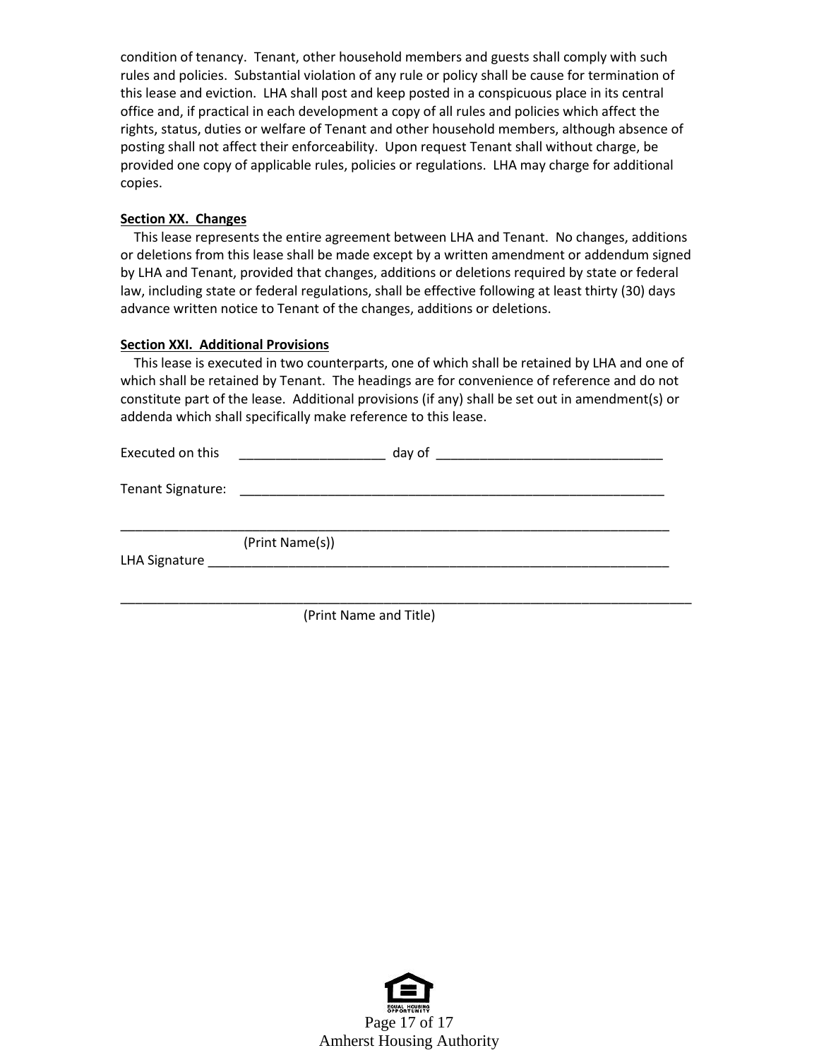condition of tenancy. Tenant, other household members and guests shall comply with such rules and policies. Substantial violation of any rule or policy shall be cause for termination of this lease and eviction. LHA shall post and keep posted in a conspicuous place in its central office and, if practical in each development a copy of all rules and policies which affect the rights, status, duties or welfare of Tenant and other household members, although absence of posting shall not affect their enforceability. Upon request Tenant shall without charge, be provided one copy of applicable rules, policies or regulations. LHA may charge for additional copies.

**Section XX. Changes**

This lease represents the entire agreement between LHA and Tenant. No changes, additions or deletions from this lease shall be made except by a written amendment or addendum signed by LHA and Tenant, provided that changes, additions or deletions required by state or federal law, including state or federal regulations, shall be effective following at least thirty (30) days advance written notice to Tenant of the changes, additions or deletions.

**Section XXI. Additional Provisions**

This lease is executed in two counterparts, one of which shall be retained by LHA and one of which shall be retained by Tenant. The headings are for convenience of reference and do not constitute part of the lease. Additional provisions (if any) shall be set out in amendment(s) or addenda which shall specifically make reference to this lease.

Executed on this ____________________ day of _______________________________

Tenant Signature: ____________________________________________________________

_____________________________________________________________________________

(Print Name(s))

LHA Signature ________________________________________________________________

_____________________________________________________________________________

(Print Name and Title)